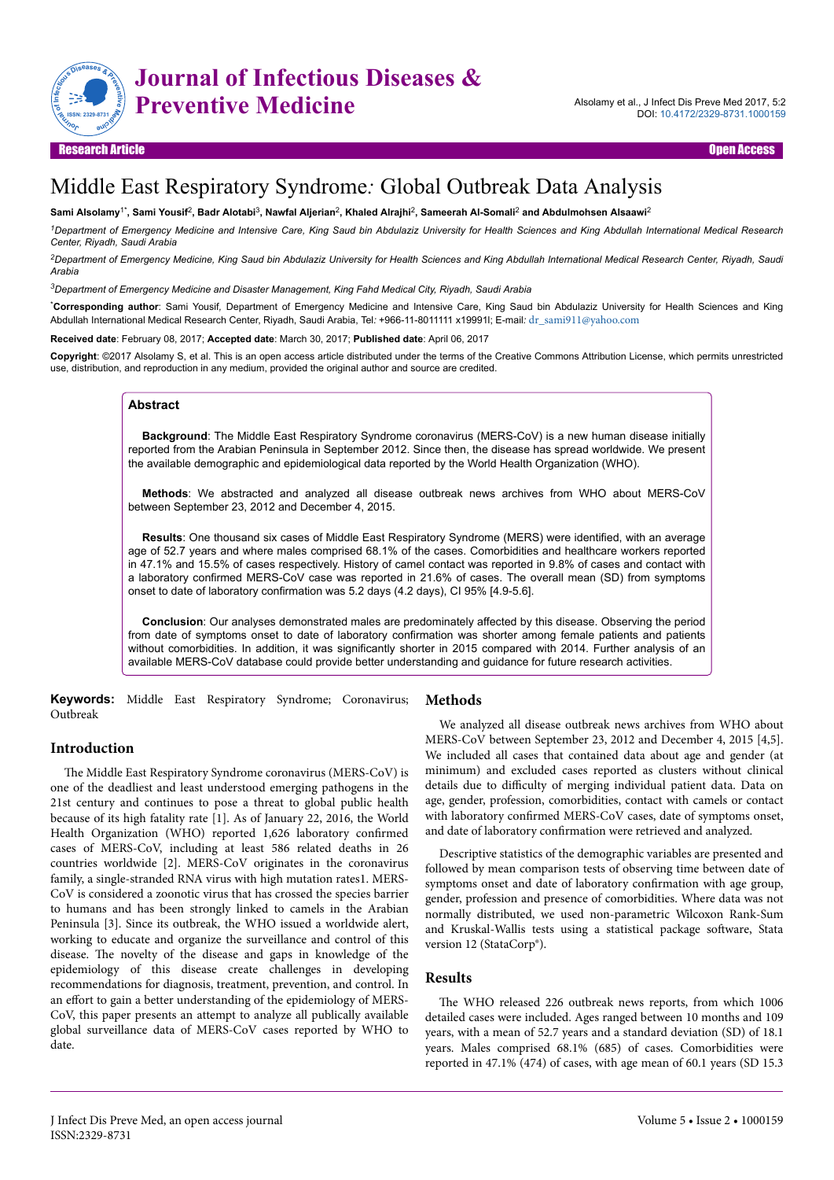Research Article | Open Access

# Middle East Respiratory Syndrome: Global Outbreak Data Analysis

**Sami Alsolamy[1*], Sami Yousif[2], Badr Alotabi[3], Nawfal Aljerian[2], Khaled Alrajhi[2], Sameerah Al-Somali[2] and Abdulmohsen Alsaawi[2]**

*[1]Department of Emergency Medicine and Intensive Care, King Saud bin Abdulaziz University for Health Sciences and King Abdullah International Medical Research Center, Riyadh, Saudi Arabia*

*[2]Department of Emergency Medicine, King Saud bin Abdulaziz University for Health Sciences and King Abdullah International Medical Research Center, Riyadh, Saudi Arabia*

*[3]Department of Emergency Medicine and Disaster Management, King Fahd Medical City, Riyadh, Saudi Arabia*

[*]**Corresponding author**: Sami Yousif, Department of Emergency Medicine and Intensive Care, King Saud bin Abdulaziz University for Health Sciences and King Abdullah International Medical Research Center, Riyadh, Saudi Arabia, Tel: +966-11-8011111 x19991l; E-mail: dr_sami911@yahoo.com

**Received date**: February 08, 2017; **Accepted date**: March 30, 2017; **Published date**: April 06, 2017

**Copyright**: ©2017 Alsolamy S, et al. This is an open access article distributed under the terms of the Creative Commons Attribution License, which permits unrestricted use, distribution, and reproduction in any medium, provided the original author and source are credited.

## Abstract

**Background**: The Middle East Respiratory Syndrome coronavirus (MERS-CoV) is a new human disease initially reported from the Arabian Peninsula in September 2012. Since then, the disease has spread worldwide. We present the available demographic and epidemiological data reported by the World Health Organization (WHO).

**Methods**: We abstracted and analyzed all disease outbreak news archives from WHO about MERS-CoV between September 23, 2012 and December 4, 2015.

**Results**: One thousand six cases of Middle East Respiratory Syndrome (MERS) were identified, with an average age of 52.7 years and where males comprised 68.1% of the cases. Comorbidities and healthcare workers reported in 47.1% and 15.5% of cases respectively. History of camel contact was reported in 9.8% of cases and contact with a laboratory confirmed MERS-CoV case was reported in 21.6% of cases. The overall mean (SD) from symptoms onset to date of laboratory confirmation was 5.2 days (4.2 days), CI 95% [4.9-5.6].

**Conclusion**: Our analyses demonstrated males are predominately affected by this disease. Observing the period from date of symptoms onset to date of laboratory confirmation was shorter among female patients and patients without comorbidities. In addition, it was significantly shorter in 2015 compared with 2014. Further analysis of an available MERS-CoV database could provide better understanding and guidance for future research activities.

**Keywords:** Middle East Respiratory Syndrome; Coronavirus; Outbreak

## Introduction

The Middle East Respiratory Syndrome coronavirus (MERS-CoV) is one of the deadliest and least understood emerging pathogens in the 21st century and continues to pose a threat to global public health because of its high fatality rate [1]. As of January 22, 2016, the World Health Organization (WHO) reported 1,626 laboratory confirmed cases of MERS-CoV, including at least 586 related deaths in 26 countries worldwide [2]. MERS-CoV originates in the coronavirus family, a single-stranded RNA virus with high mutation rates1. MERS-CoV is considered a zoonotic virus that has crossed the species barrier to humans and has been strongly linked to camels in the Arabian Peninsula [3]. Since its outbreak, the WHO issued a worldwide alert, working to educate and organize the surveillance and control of this disease. The novelty of the disease and gaps in knowledge of the epidemiology of this disease create challenges in developing recommendations for diagnosis, treatment, prevention, and control. In an effort to gain a better understanding of the epidemiology of MERS-CoV, this paper presents an attempt to analyze all publically available global surveillance data of MERS-CoV cases reported by WHO to date.

## Methods

We analyzed all disease outbreak news archives from WHO about MERS-CoV between September 23, 2012 and December 4, 2015 [4,5]. We included all cases that contained data about age and gender (at minimum) and excluded cases reported as clusters without clinical details due to difficulty of merging individual patient data. Data on age, gender, profession, comorbidities, contact with camels or contact with laboratory confirmed MERS-CoV cases, date of symptoms onset, and date of laboratory confirmation were retrieved and analyzed.

Descriptive statistics of the demographic variables are presented and followed by mean comparison tests of observing time between date of symptoms onset and date of laboratory confirmation with age group, gender, profession and presence of comorbidities. Where data was not normally distributed, we used non-parametric Wilcoxon Rank-Sum and Kruskal-Wallis tests using a statistical package software, Stata version 12 (StataCorp®).

## Results

The WHO released 226 outbreak news reports, from which 1006 detailed cases were included. Ages ranged between 10 months and 109 years, with a mean of 52.7 years and a standard deviation (SD) of 18.1 years. Males comprised 68.1% (685) of cases. Comorbidities were reported in 47.1% (474) of cases, with age mean of 60.1 years (SD 15.3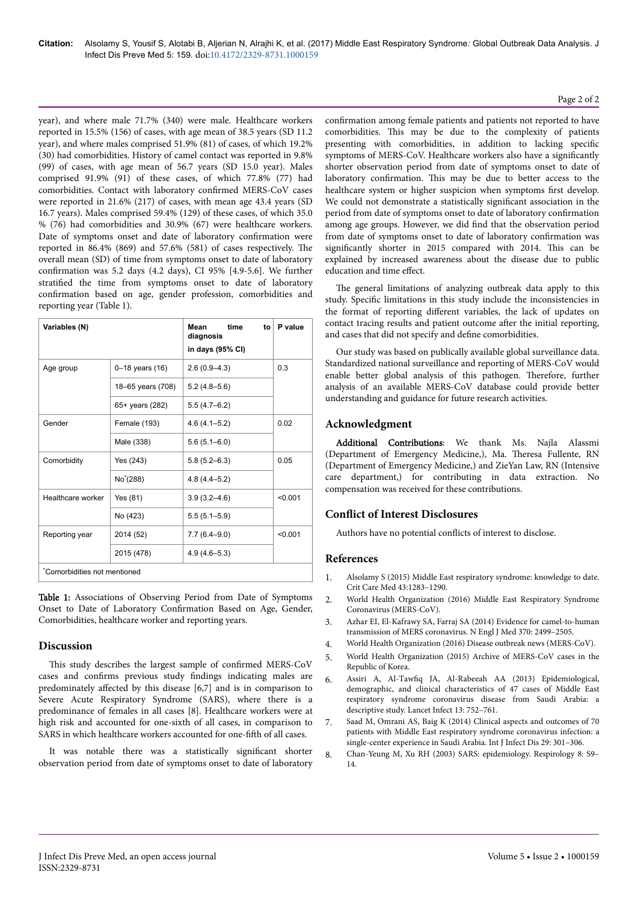year), and where male 71.7% (340) were male. Healthcare workers reported in 15.5% (156) of cases, with age mean of 38.5 years (SD 11.2 year), and where males comprised 51.9% (81) of cases, of which 19.2% (30) had comorbidities. History of camel contact was reported in 9.8% (99) of cases, with age mean of 56.7 years (SD 15.0 year). Males comprised 91.9% (91) of these cases, of which 77.8% (77) had comorbidities. Contact with laboratory confirmed MERS-CoV cases were reported in 21.6% (217) of cases, with mean age 43.4 years (SD 16.7 years). Males comprised 59.4% (129) of these cases, of which 35.0 % (76) had comorbidities and 30.9% (67) were healthcare workers. Date of symptoms onset and date of laboratory confirmation were reported in 86.4% (869) and 57.6% (581) of cases respectively. The overall mean (SD) of time from symptoms onset to date of laboratory confirmation was 5.2 days (4.2 days), CI 95% [4.9-5.6]. We further stratified the time from symptoms onset to date of laboratory confirmation based on age, gender profession, comorbidities and reporting year (Table 1).

| Variables (N) | | Mean time to diagnosis in days (95% CI) | P value |
|---|---|---|---|
| Age group | 0–18 years (16) | 2.6 (0.9–4.3) | 0.3 |
| | 18–65 years (708) | 5.2 (4.8–5.6) | |
| | 65+ years (282) | 5.5 (4.7–6.2) | |
| Gender | Female (193) | 4.6 (4.1–5.2) | 0.02 |
| | Male (338) | 5.6 (5.1–6.0) | |
| Comorbidity | Yes (243) | 5.8 (5.2–6.3) | 0.05 |
| | No*(288) | 4.8 (4.4–5.2) | |
| Healthcare worker | Yes (81) | 3.9 (3.2–4.6) | <0.001 |
| | No (423) | 5.5 (5.1–5.9) | |
| Reporting year | 2014 (52) | 7.7 (6.4–9.0) | <0.001 |
| | 2015 (478) | 4.9 (4.6–5.3) | |

*Comorbidities not mentioned

**Table 1:** Associations of Observing Period from Date of Symptoms Onset to Date of Laboratory Confirmation Based on Age, Gender, Comorbidities, healthcare worker and reporting years.

## Discussion

This study describes the largest sample of confirmed MERS-CoV cases and confirms previous study findings indicating males are predominately affected by this disease [6,7] and is in comparison to Severe Acute Respiratory Syndrome (SARS), where there is a predominance of females in all cases [8]. Healthcare workers were at high risk and accounted for one-sixth of all cases, in comparison to SARS in which healthcare workers accounted for one-fifth of all cases.

It was notable there was a statistically significant shorter observation period from date of symptoms onset to date of laboratory confirmation among female patients and patients not reported to have comorbidities. This may be due to the complexity of patients presenting with comorbidities, in addition to lacking specific symptoms of MERS-CoV. Healthcare workers also have a significantly shorter observation period from date of symptoms onset to date of laboratory confirmation. This may be due to better access to the healthcare system or higher suspicion when symptoms first develop. We could not demonstrate a statistically significant association in the period from date of symptoms onset to date of laboratory confirmation among age groups. However, we did find that the observation period from date of symptoms onset to date of laboratory confirmation was significantly shorter in 2015 compared with 2014. This can be explained by increased awareness about the disease due to public education and time effect.

The general limitations of analyzing outbreak data apply to this study. Specific limitations in this study include the inconsistencies in the format of reporting different variables, the lack of updates on contact tracing results and patient outcome after the initial reporting, and cases that did not specify and define comorbidities.

Our study was based on publically available global surveillance data. Standardized national surveillance and reporting of MERS-CoV would enable better global analysis of this pathogen. Therefore, further analysis of an available MERS-CoV database could provide better understanding and guidance for future research activities.

## Acknowledgment

**Additional Contributions**: We thank Ms. Najla Alassmi (Department of Emergency Medicine,), Ma. Theresa Fullente, RN (Department of Emergency Medicine,) and ZieYan Law, RN (Intensive care department,) for contributing in data extraction. No compensation was received for these contributions.

## Conflict of Interest Disclosures

Authors have no potential conflicts of interest to disclose.

## References

1. Alsolamy S (2015) Middle East respiratory syndrome: knowledge to date. Crit Care Med 43:1283–1290.
2. World Health Organization (2016) Middle East Respiratory Syndrome Coronavirus (MERS-CoV).
3. Azhar EI, El-Kafrawy SA, Farraj SA (2014) Evidence for camel-to-human transmission of MERS coronavirus. N Engl J Med 370: 2499–2505.
4. World Health Organization (2016) Disease outbreak news (MERS-CoV).
5. World Health Organization (2015) Archive of MERS-CoV cases in the Republic of Korea.
6. Assiri A, Al-Tawfiq JA, Al-Rabeeah AA (2013) Epidemiological, demographic, and clinical characteristics of 47 cases of Middle East respiratory syndrome coronavirus disease from Saudi Arabia: a descriptive study. Lancet Infect 13: 752–761.
7. Saad M, Omrani AS, Baig K (2014) Clinical aspects and outcomes of 70 patients with Middle East respiratory syndrome coronavirus infection: a single-center experience in Saudi Arabia. Int J Infect Dis 29: 301–306.
8. Chan-Yeung M, Xu RH (2003) SARS: epidemiology. Respirology 8: S9–14.